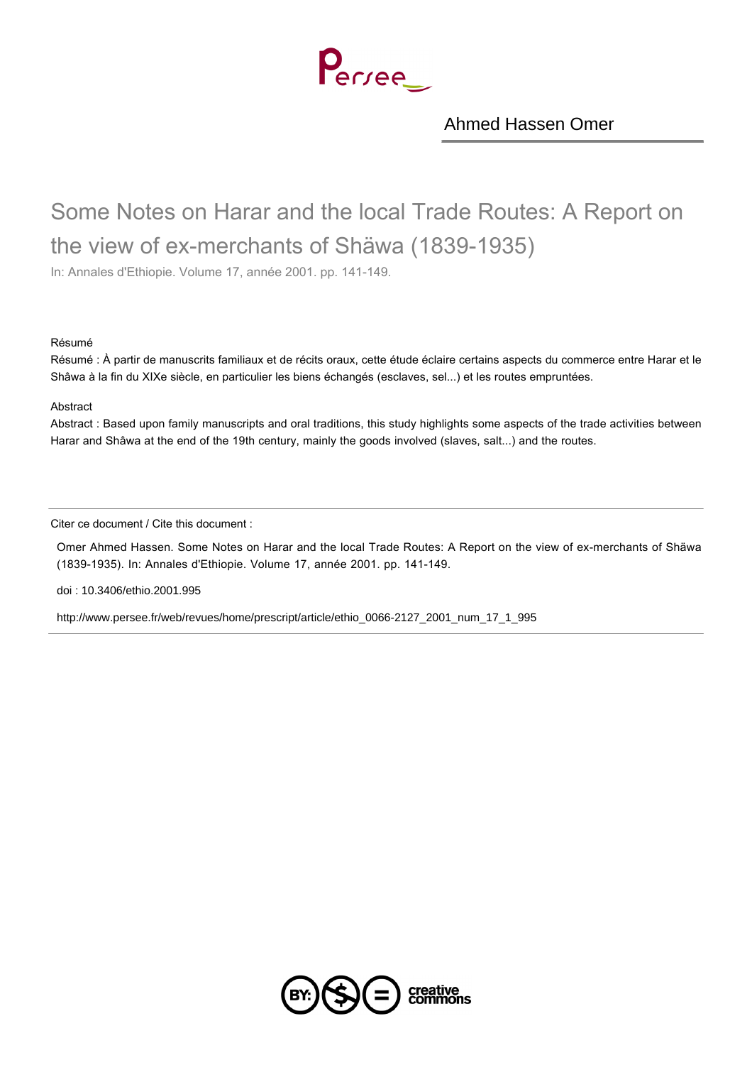Ahmed Hassen Omer

# Some Notes on Harar and the local Trade Routes: A Report on the view of ex-merchants of Shäwa (1839-1935)

In: Annales d'Ethiopie. Volume 17, année 2001. pp. 141-149.

Résumé

Résumé : À partir de manuscrits familiaux et de récits oraux, cette étude éclaire certains aspects du commerce entre Harar et le Shâwa à la fin du XIXe siècle, en particulier les biens échangés (esclaves, sel...) et les routes empruntées.

Abstract

Abstract : Based upon family manuscripts and oral traditions, this study highlights some aspects of the trade activities between Harar and Shâwa at the end of the 19th century, mainly the goods involved (slaves, salt...) and the routes.

Citer ce document / Cite this document :

Omer Ahmed Hassen. Some Notes on Harar and the local Trade Routes: A Report on the view of ex-merchants of Shäwa (1839-1935). In: Annales d'Ethiopie. Volume 17, année 2001. pp. 141-149.

doi : 10.3406/ethio.2001.995

http://www.persee.fr/web/revues/home/prescript/article/ethio_0066-2127_2001_num_17_1_995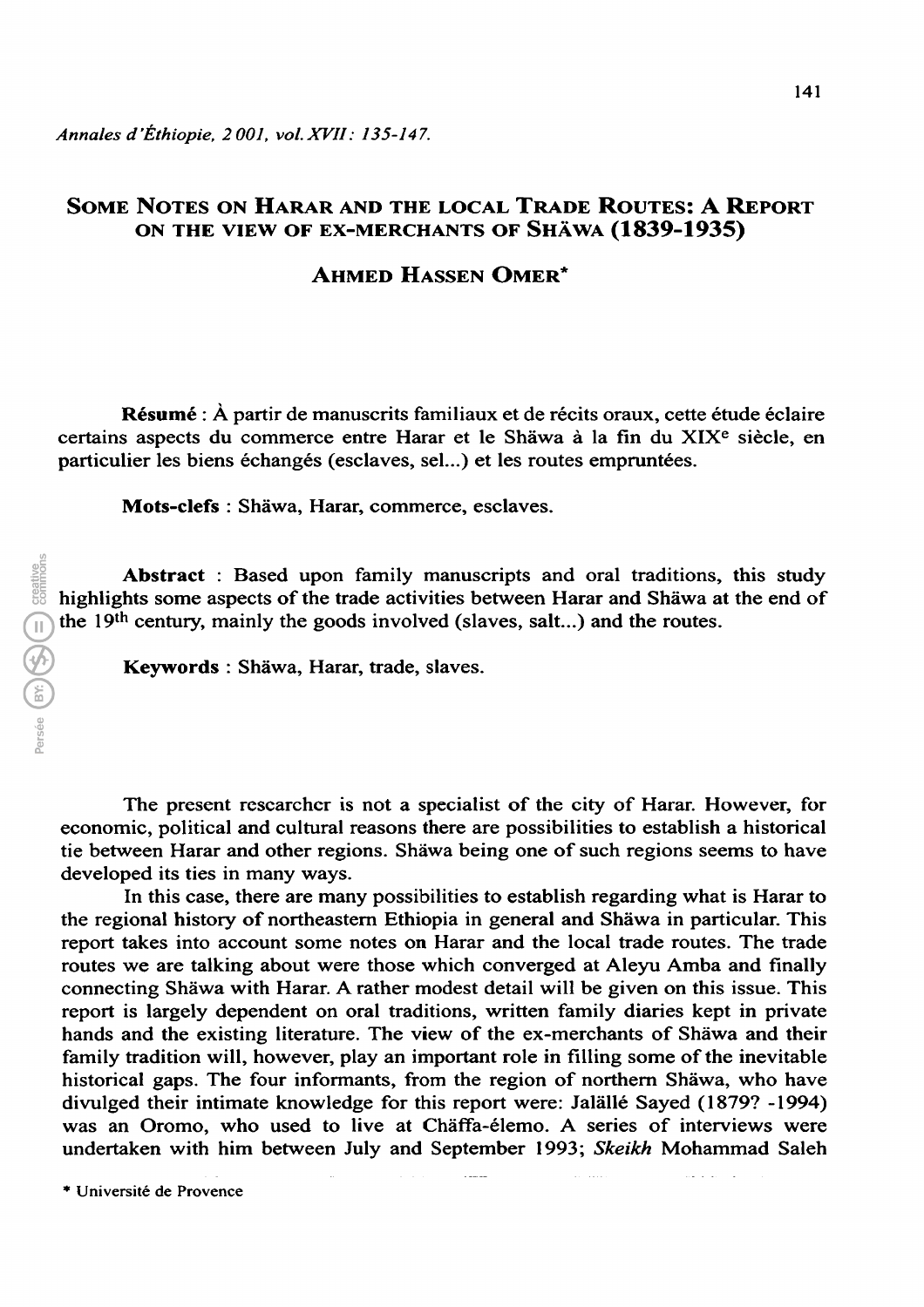*Annales d'Éthiopie, 2001, vol. XVII: 135-147.*

# Some Notes on Harar and the Local Trade Routes: A Report on the View of Ex-Merchants of Shäwa (1839-1935)

## Ahmed Hassen Omer*

**Résumé** : À partir de manuscrits familiaux et de récits oraux, cette étude éclaire certains aspects du commerce entre Harar et le Shäwa à la fin du XIX[e] siècle, en particulier les biens échangés (esclaves, sel...) et les routes empruntées.

**Mots-clefs** : Shäwa, Harar, commerce, esclaves.

**Abstract** : Based upon family manuscripts and oral traditions, this study highlights some aspects of the trade activities between Harar and Shäwa at the end of the 19[th] century, mainly the goods involved (slaves, salt...) and the routes.

**Keywords** : Shäwa, Harar, trade, slaves.

The present researcher is not a specialist of the city of Harar. However, for economic, political and cultural reasons there are possibilities to establish a historical tie between Harar and other regions. Shäwa being one of such regions seems to have developed its ties in many ways.

In this case, there are many possibilities to establish regarding what is Harar to the regional history of northeastern Ethiopia in general and Shäwa in particular. This report takes into account some notes on Harar and the local trade routes. The trade routes we are talking about were those which converged at Aleyu Amba and finally connecting Shäwa with Harar. A rather modest detail will be given on this issue. This report is largely dependent on oral traditions, written family diaries kept in private hands and the existing literature. The view of the ex-merchants of Shäwa and their family tradition will, however, play an important role in filling some of the inevitable historical gaps. The four informants, from the region of northern Shäwa, who have divulged their intimate knowledge for this report were: Jalällé Sayed (1879? -1994) was an Oromo, who used to live at Chäffa-élemo. A series of interviews were undertaken with him between July and September 1993; *Skeikh* Mohammad Saleh

\* Université de Provence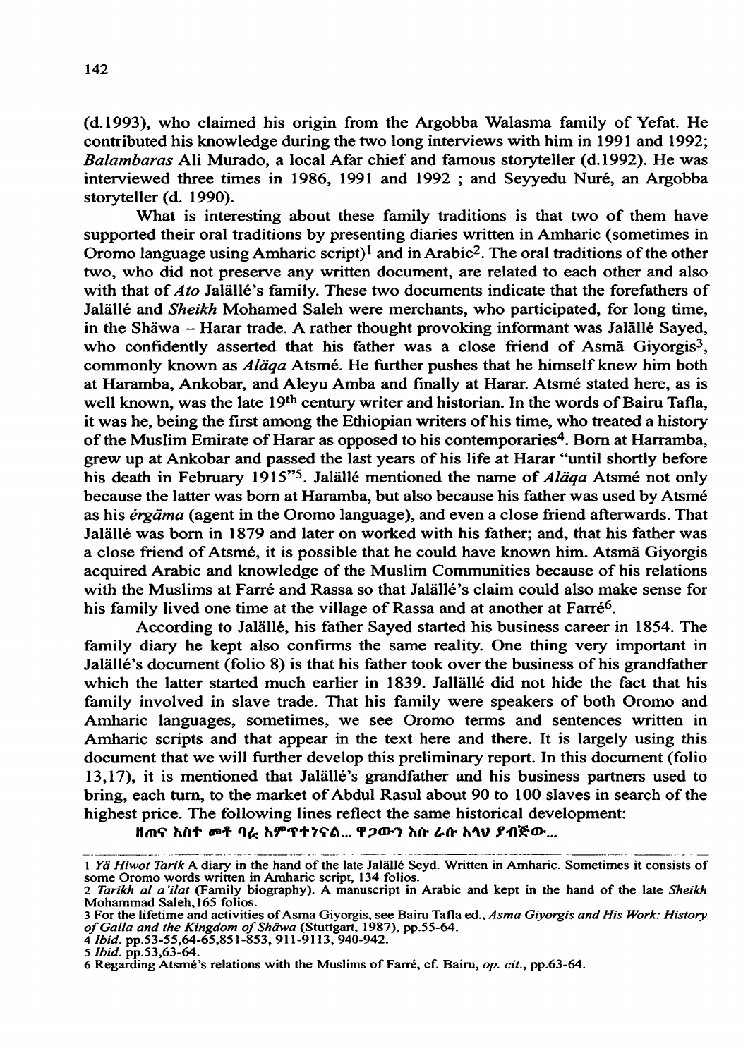(d.1993), who claimed his origin from the Argobba Walasma family of Yefat. He contributed his knowledge during the two long interviews with him in 1991 and 1992; *Balambaras* Ali Murado, a local Afar chief and famous storyteller (d.1992). He was interviewed three times in 1986, 1991 and 1992 ; and Seyyedu Nuré, an Argobba storyteller (d. 1990).

What is interesting about these family traditions is that two of them have supported their oral traditions by presenting diaries written in Amharic (sometimes in Oromo language using Amharic script)[1] and in Arabic[2]. The oral traditions of the other two, who did not preserve any written document, are related to each other and also with that of *Ato* Jalällé's family. These two documents indicate that the forefathers of Jalällé and *Sheikh* Mohamed Saleh were merchants, who participated, for long time, in the Shäwa – Harar trade. A rather thought provoking informant was Jalällé Sayed, who confidently asserted that his father was a close friend of Asmä Giyorgis[3], commonly known as *Aläqa* Atsmé. He further pushes that he himself knew him both at Haramba, Ankobar, and Aleyu Amba and finally at Harar. Atsmé stated here, as is well known, was the late 19[th] century writer and historian. In the words of Bairu Tafla, it was he, being the first among the Ethiopian writers of his time, who treated a history of the Muslim Emirate of Harar as opposed to his contemporaries[4]. Born at Harramba, grew up at Ankobar and passed the last years of his life at Harar "until shortly before his death in February 1915"[5]. Jalällé mentioned the name of *Aläqa* Atsmé not only because the latter was born at Haramba, but also because his father was used by Atsmé as his *érgäma* (agent in the Oromo language), and even a close friend afterwards. That Jalällé was born in 1879 and later on worked with his father; and, that his father was a close friend of Atsmé, it is possible that he could have known him. Atsmä Giyorgis acquired Arabic and knowledge of the Muslim Communities because of his relations with the Muslims at Farré and Rassa so that Jalällé's claim could also make sense for his family lived one time at the village of Rassa and at another at Farré[6].

According to Jalällé, his father Sayed started his business career in 1854. The family diary he kept also confirms the same reality. One thing very important in Jalällé's document (folio 8) is that his father took over the business of his grandfather which the latter started much earlier in 1839. Jallällé did not hide the fact that his family involved in slave trade. That his family were speakers of both Oromo and Amharic languages, sometimes, we see Oromo terms and sentences written in Amharic scripts and that appear in the text here and there. It is largely using this document that we will further develop this preliminary report. In this document (folio 13,17), it is mentioned that Jalällé's grandfather and his business partners used to bring, each turn, to the market of Abdul Rasul about 90 to 100 slaves in search of the highest price. The following lines reflect the same historical development:

ዘጠና አስተ መቶ ባሪ አምጥተንናል... ዋጋውን እሱ ራሱ አላህ ያብጅው...

---

1 *Yä Hiwot Tarik* A diary in the hand of the late Jalällé Seyd. Written in Amharic. Sometimes it consists of some Oromo words written in Amharic script, 134 folios.

2 *Tarikh al a'ilat* (Family biography). A manuscript in Arabic and kept in the hand of the late *Sheikh* Mohammad Saleh,165 folios.

3 For the lifetime and activities of Asma Giyorgis, see Bairu Tafla ed., *Asma Giyorgis and His Work: History of Galla and the Kingdom of Shäwa* (Stuttgart, 1987), pp.55-64.

4 *Ibid.* pp.53-55,64-65,851-853, 911-9113, 940-942.

5 *Ibid.* pp.53,63-64.

6 Regarding Atsmé's relations with the Muslims of Farré, cf. Bairu, *op. cit.*, pp.63-64.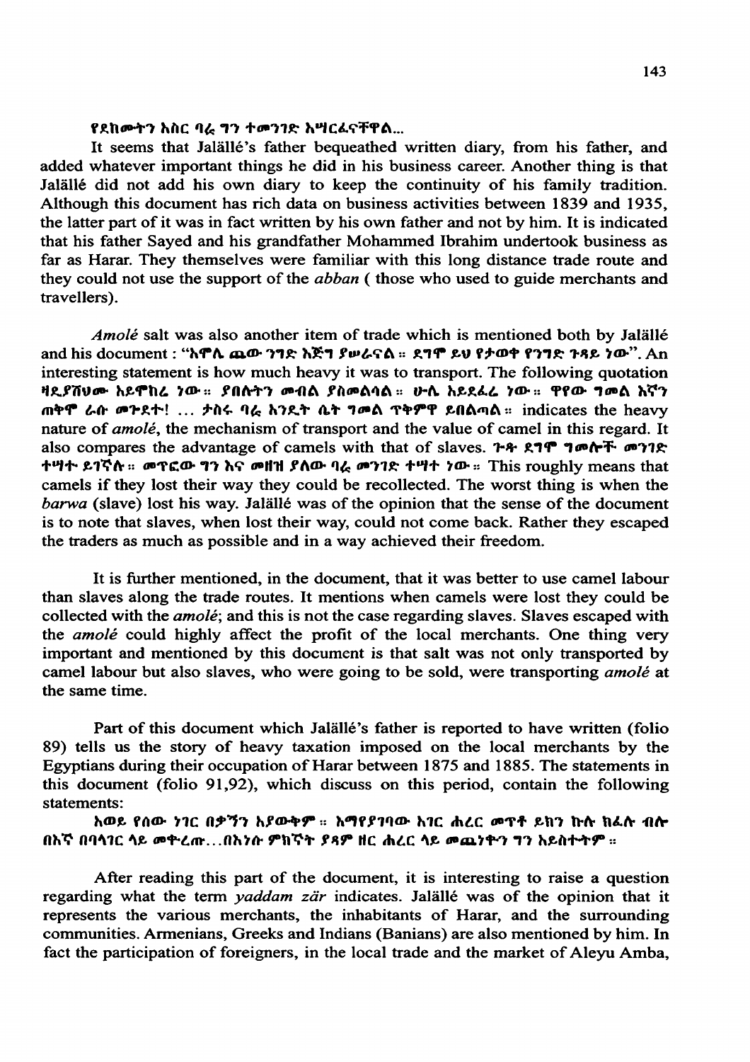የደከሙትን አስር ባሬ ግን ተመንገድ አሣርፈናቸዋል...

It seems that Jalällé's father bequeathed written diary, from his father, and added whatever important things he did in his business career. Another thing is that Jalällé did not add his own diary to keep the continuity of his family tradition. Although this document has rich data on business activities between 1839 and 1935, the latter part of it was in fact written by his own father and not by him. It is indicated that his father Sayed and his grandfather Mohammed Ibrahim undertook business as far as Harar. They themselves were familiar with this long distance trade route and they could not use the support of the *abban* ( those who used to guide merchants and travellers).

*Amolé* salt was also another item of trade which is mentioned both by Jalällé and his document : "አሞሌ ጨው ንግድ እጅግ ያሠራናል ። ደግሞ ይህ የታወቀ የንግድ ጉዳይ ነው". An interesting statement is how much heavy it was to transport. The following quotation ዛዲያሽህሙ አይሞከሬ ነው ። ያበሉትን መብል ያስመልሳል ። ሁሉ አይደፈሬ ነው ። ዋየው ግመል እኛን ጠቀሞ ሬሱ መጉደት! ... ታስሩ ባሬ አንደት ሴት ግመል ጥቅምዋ ይበልጣል ። indicates the heavy nature of *amolé*, the mechanism of transport and the value of camel in this regard. It also compares the advantage of camels with that of slaves. ጉቶ ደግሞ ግመሎች መንገድ ተሣተ ይገኛሉ ። መጥፎው ግን እና መዘዝ ያለው ባሬ መንገድ ተሣተ ነው ። This roughly means that camels if they lost their way they could be recollected. The worst thing is when the *barwa* (slave) lost his way. Jalällé was of the opinion that the sense of the document is to note that slaves, when lost their way, could not come back. Rather they escaped the traders as much as possible and in a way achieved their freedom.

It is further mentioned, in the document, that it was better to use camel labour than slaves along the trade routes. It mentions when camels were lost they could be collected with the *amolé*; and this is not the case regarding slaves. Slaves escaped with the *amolé* could highly affect the profit of the local merchants. One thing very important and mentioned by this document is that salt was not only transported by camel labour but also slaves, who were going to be sold, were transporting *amolé* at the same time.

Part of this document which Jalällé's father is reported to have written (folio 89) tells us the story of heavy taxation imposed on the local merchants by the Egyptians during their occupation of Harar between 1875 and 1885. The statements in this document (folio 91,92), which discuss on this period, contain the following statements:

አወይ የሰው ነገር በቃኝን አያውቅም ። አማየያገባው አገር ሐረር መጥቶ ይከን ኩሉ ክፈሉ ብሉ በእኛ በባላገር ላይ መቀረጡ...በእነሱ ምክኛት ያዳም ዘር ሐረር ላይ መጨነቁን ግን አይስተትም ።

After reading this part of the document, it is interesting to raise a question regarding what the term *yaddam zär* indicates. Jalällé was of the opinion that it represents the various merchants, the inhabitants of Harar, and the surrounding communities. Armenians, Greeks and Indians (Banians) are also mentioned by him. In fact the participation of foreigners, in the local trade and the market of Aleyu Amba,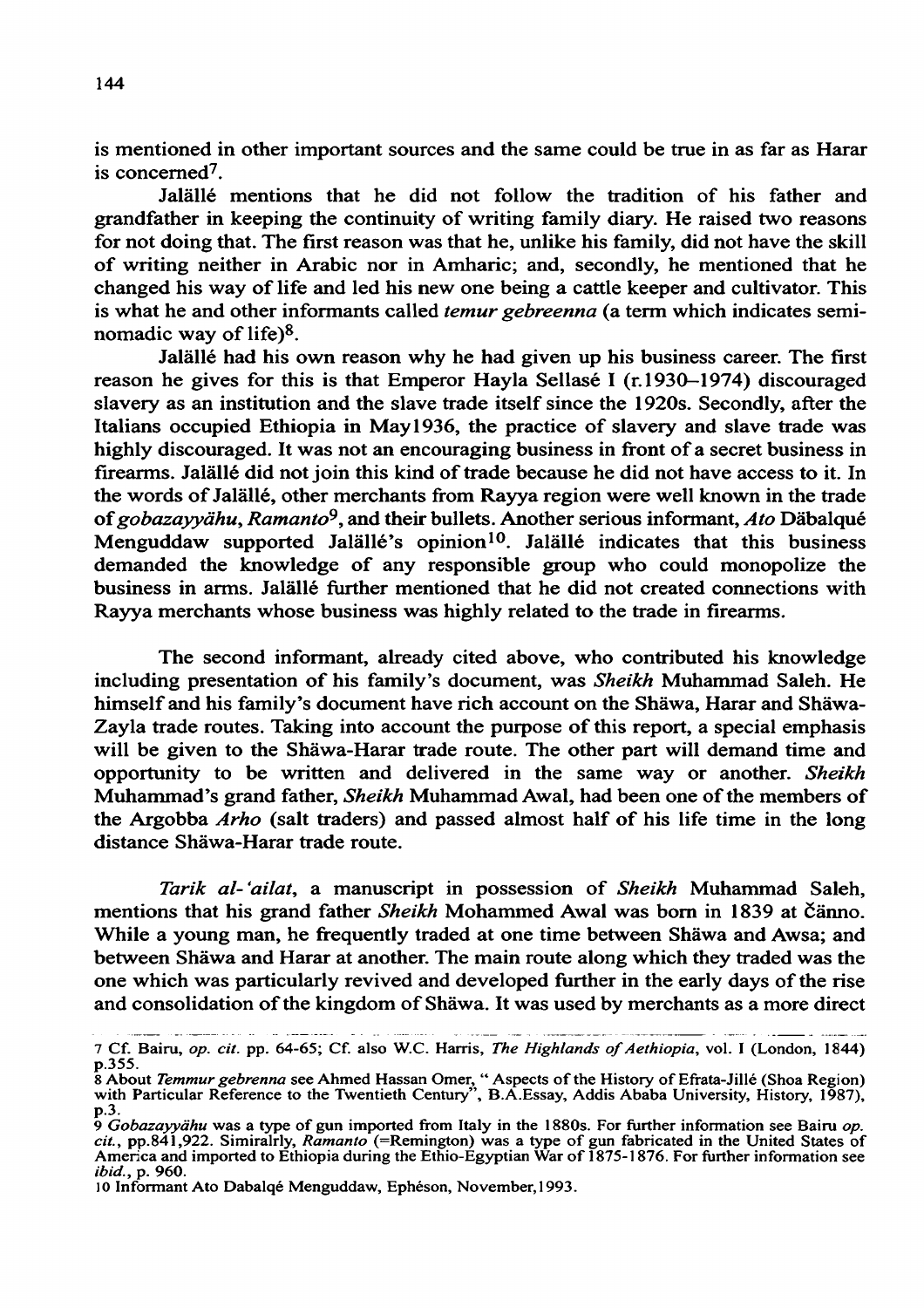is mentioned in other important sources and the same could be true in as far as Harar is concerned[7].

Jalällé mentions that he did not follow the tradition of his father and grandfather in keeping the continuity of writing family diary. He raised two reasons for not doing that. The first reason was that he, unlike his family, did not have the skill of writing neither in Arabic nor in Amharic; and, secondly, he mentioned that he changed his way of life and led his new one being a cattle keeper and cultivator. This is what he and other informants called *temur gebreenna* (a term which indicates semi-nomadic way of life)[8].

Jalällé had his own reason why he had given up his business career. The first reason he gives for this is that Emperor Hayla Sellasé I (r.1930–1974) discouraged slavery as an institution and the slave trade itself since the 1920s. Secondly, after the Italians occupied Ethiopia in May1936, the practice of slavery and slave trade was highly discouraged. It was not an encouraging business in front of a secret business in firearms. Jalällé did not join this kind of trade because he did not have access to it. In the words of Jalällé, other merchants from Rayya region were well known in the trade of *gobazayyähu*, *Ramanto*[9], and their bullets. Another serious informant, *Ato* Däbalqué Menguddaw supported Jalällé's opinion[10]. Jalällé indicates that this business demanded the knowledge of any responsible group who could monopolize the business in arms. Jalällé further mentioned that he did not created connections with Rayya merchants whose business was highly related to the trade in firearms.

The second informant, already cited above, who contributed his knowledge including presentation of his family's document, was *Sheikh* Muhammad Saleh. He himself and his family's document have rich account on the Shäwa, Harar and Shäwa-Zayla trade routes. Taking into account the purpose of this report, a special emphasis will be given to the Shäwa-Harar trade route. The other part will demand time and opportunity to be written and delivered in the same way or another. *Sheikh* Muhammad's grand father, *Sheikh* Muhammad Awal, had been one of the members of the Argobba *Arho* (salt traders) and passed almost half of his life time in the long distance Shäwa-Harar trade route.

*Tarik al-'ailat*, a manuscript in possession of *Sheikh* Muhammad Saleh, mentions that his grand father *Sheikh* Mohammed Awal was born in 1839 at Čänno. While a young man, he frequently traded at one time between Shäwa and Awsa; and between Shäwa and Harar at another. The main route along which they traded was the one which was particularly revived and developed further in the early days of the rise and consolidation of the kingdom of Shäwa. It was used by merchants as a more direct

---

7 Cf. Bairu, *op. cit.* pp. 64-65; Cf. also W.C. Harris, *The Highlands of Aethiopia*, vol. I (London, 1844) p.355.

8 About *Temmur gebrenna* see Ahmed Hassan Omer, " Aspects of the History of Efrata-Jillé (Shoa Region) with Particular Reference to the Twentieth Century", B.A.Essay, Addis Ababa University, History, 1987), p.3.

9 *Gobazayyähu* was a type of gun imported from Italy in the 1880s. For further information see Bairu *op. cit.*, pp.841,922. Simiralrly, *Ramanto* (=Remington) was a type of gun fabricated in the United States of America and imported to Ethiopia during the Ethio-Egyptian War of 1875-1876. For further information see *ibid.*, p. 960.

10 Informant Ato Dabalqé Menguddaw, Ephéson, November,1993.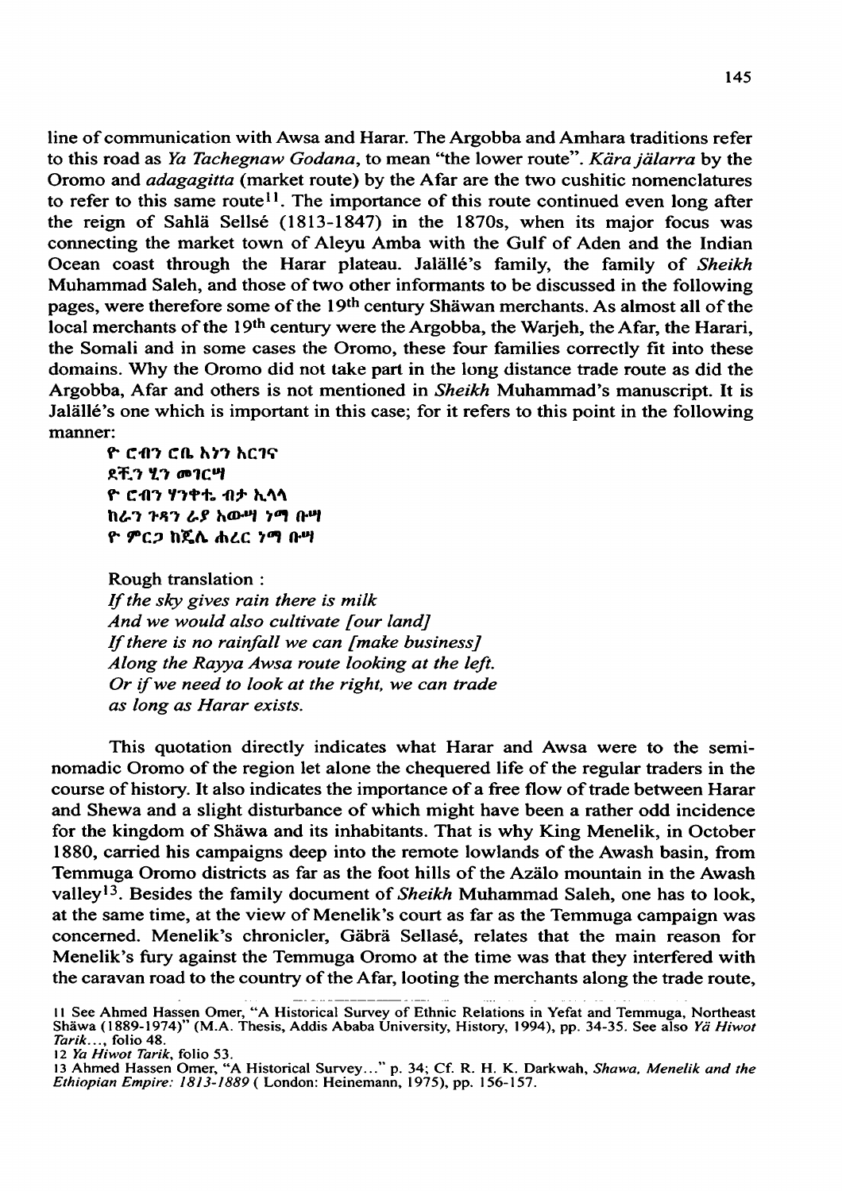line of communication with Awsa and Harar. The Argobba and Amhara traditions refer to this road as *Ya Tachegnaw Godana*, to mean "the lower route". *Kära jälarra* by the Oromo and *adagagitta* (market route) by the Afar are the two cushitic nomenclatures to refer to this same route[11]. The importance of this route continued even long after the reign of Sahlä Sellsé (1813-1847) in the 1870s, when its major focus was connecting the market town of Aleyu Amba with the Gulf of Aden and the Indian Ocean coast through the Harar plateau. Jalällé's family, the family of *Sheikh* Muhammad Saleh, and those of two other informants to be discussed in the following pages, were therefore some of the 19[th] century Shäwan merchants. As almost all of the local merchants of the 19[th] century were the Argobba, the Warjeh, the Afar, the Harari, the Somali and in some cases the Oromo, these four families correctly fit into these domains. Why the Oromo did not take part in the long distance trade route as did the Argobba, Afar and others is not mentioned in *Sheikh* Muhammad's manuscript. It is Jalällé's one which is important in this case; for it refers to this point in the following manner:

> የ ሮብን ሮቢ ኣነን ኣርገና
> ደቺን ሂን መገርሣ
> የ ሮብን ሃንቆቲ ብታ ኢላላ
> ከራን ጉጻን ራያ አውሣ ገሜ ቡሣ
> የ ምርጋ ከጂሉ ሐረር ገሜ ቡሣ
>
> Rough translation :
> *If the sky gives rain there is milk*
> *And we would also cultivate [our land]*
> *If there is no rainfall we can [make business]*
> *Along the Rayya Awsa route looking at the left.*
> *Or if we need to look at the right, we can trade*
> *as long as Harar exists.*

This quotation directly indicates what Harar and Awsa were to the semi-nomadic Oromo of the region let alone the chequered life of the regular traders in the course of history. It also indicates the importance of a free flow of trade between Harar and Shewa and a slight disturbance of which might have been a rather odd incidence for the kingdom of Shäwa and its inhabitants. That is why King Menelik, in October 1880, carried his campaigns deep into the remote lowlands of the Awash basin, from Temmuga Oromo districts as far as the foot hills of the Azälo mountain in the Awash valley[13]. Besides the family document of *Sheikh* Muhammad Saleh, one has to look, at the same time, at the view of Menelik's court as far as the Temmuga campaign was concerned. Menelik's chronicler, Gäbrä Sellasé, relates that the main reason for Menelik's fury against the Temmuga Oromo at the time was that they interfered with the caravan road to the country of the Afar, looting the merchants along the trade route,

---

11 See Ahmed Hassen Omer, "A Historical Survey of Ethnic Relations in Yefat and Temmuga, Northeast Shäwa (1889-1974)" (M.A. Thesis, Addis Ababa University, History, 1994), pp. 34-35. See also *Yä Hiwot Tarik...*, folio 48.

12 *Ya Hiwot Tarik*, folio 53.

13 Ahmed Hassen Omer, "A Historical Survey..." p. 34; Cf. R. H. K. Darkwah, *Shawa, Menelik and the Ethiopian Empire: 1813-1889* ( London: Heinemann, 1975), pp. 156-157.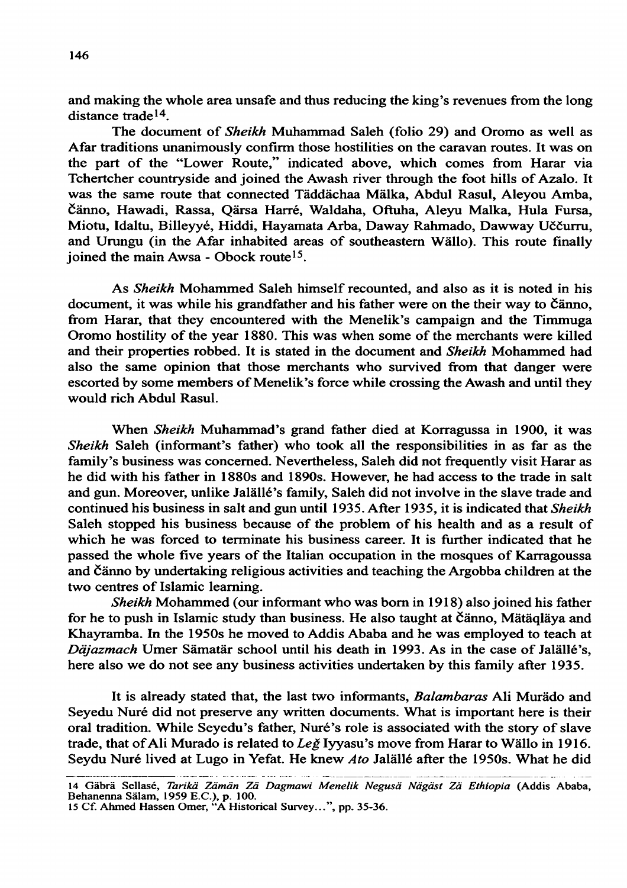and making the whole area unsafe and thus reducing the king's revenues from the long distance trade[14].

The document of *Sheikh* Muhammad Saleh (folio 29) and Oromo as well as Afar traditions unanimously confirm those hostilities on the caravan routes. It was on the part of the "Lower Route," indicated above, which comes from Harar via Tchertcher countryside and joined the Awash river through the foot hills of Azalo. It was the same route that connected Täddächaa Mälka, Abdul Rasul, Aleyou Amba, Čänno, Hawadi, Rassa, Qärsa Harré, Waldaha, Oftuha, Aleyu Malka, Hula Fursa, Miotu, Idaltu, Billeyyé, Hiddi, Hayamata Arba, Daway Rahmado, Dawway Uččurru, and Urungu (in the Afar inhabited areas of southeastern Wällo). This route finally joined the main Awsa - Obock route[15].

As *Sheikh* Mohammed Saleh himself recounted, and also as it is noted in his document, it was while his grandfather and his father were on the their way to Čänno, from Harar, that they encountered with the Menelik's campaign and the Timmuga Oromo hostility of the year 1880. This was when some of the merchants were killed and their properties robbed. It is stated in the document and *Sheikh* Mohammed had also the same opinion that those merchants who survived from that danger were escorted by some members of Menelik's force while crossing the Awash and until they would rich Abdul Rasul.

When *Sheikh* Muhammad's grand father died at Korragussa in 1900, it was *Sheikh* Saleh (informant's father) who took all the responsibilities in as far as the family's business was concerned. Nevertheless, Saleh did not frequently visit Harar as he did with his father in 1880s and 1890s. However, he had access to the trade in salt and gun. Moreover, unlike Jalällé's family, Saleh did not involve in the slave trade and continued his business in salt and gun until 1935. After 1935, it is indicated that *Sheikh* Saleh stopped his business because of the problem of his health and as a result of which he was forced to terminate his business career. It is further indicated that he passed the whole five years of the Italian occupation in the mosques of Karragoussa and Čänno by undertaking religious activities and teaching the Argobba children at the two centres of Islamic learning.

*Sheikh* Mohammed (our informant who was born in 1918) also joined his father for he to push in Islamic study than business. He also taught at Čänno, Mätäqläya and Khayramba. In the 1950s he moved to Addis Ababa and he was employed to teach at *Däjazmach* Umer Sämatär school until his death in 1993. As in the case of Jalällé's, here also we do not see any business activities undertaken by this family after 1935.

It is already stated that, the last two informants, *Balambaras* Ali Murädo and Seyedu Nuré did not preserve any written documents. What is important here is their oral tradition. While Seyedu's father, Nuré's role is associated with the story of slave trade, that of Ali Murado is related to *Leǧ* Iyyasu's move from Harar to Wällo in 1916. Seydu Nuré lived at Lugo in Yefat. He knew *Ato* Jalällé after the 1950s. What he did

---

14 Gäbrä Sellasé, *Tarikä Zämän Zä Dagmawi Menelik Negusä Nägäst Zä Ethiopia* (Addis Ababa, Behanenna Sälam, 1959 E.C.), p. 100.

15 Cf. Ahmed Hassen Omer, "A Historical Survey...", pp. 35-36.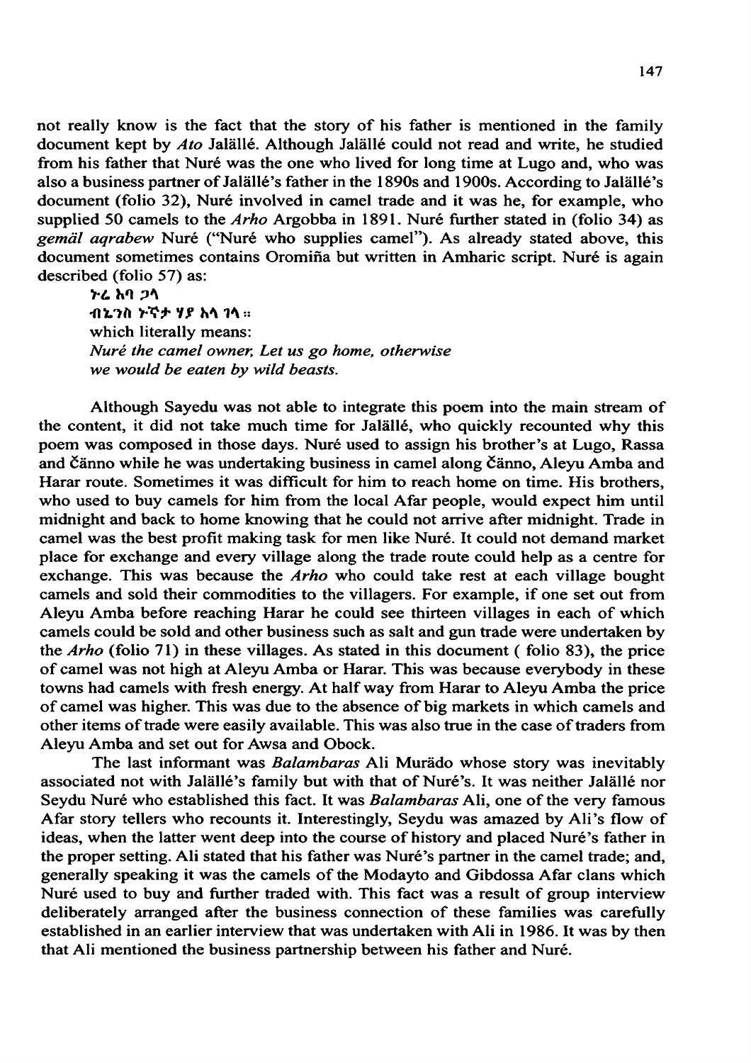not really know is the fact that the story of his father is mentioned in the family document kept by *Ato* Jalällé. Although Jalällé could not read and write, he studied from his father that Nuré was the one who lived for long time at Lugo and, who was also a business partner of Jalällé's father in the 1890s and 1900s. According to Jalällé's document (folio 32), Nuré involved in camel trade and it was he, for example, who supplied 50 camels to the *Arho* Argobba in 1891. Nuré further stated in (folio 34) as *gemäl aqrabew* Nuré ("Nuré who supplies camel"). As already stated above, this document sometimes contains Oromiña but written in Amharic script. Nuré is again described (folio 57) as:

> ኑሬ አባ ጋላ
> ብኢገስ ኑኛታ ሃያ አላ ገላ።
> which literally means:
> *Nuré the camel owner, Let us go home, otherwise we would be eaten by wild beasts.*

Although Sayedu was not able to integrate this poem into the main stream of the content, it did not take much time for Jalällé, who quickly recounted why this poem was composed in those days. Nuré used to assign his brother's at Lugo, Rassa and Čänno while he was undertaking business in camel along Čänno, Aleyu Amba and Harar route. Sometimes it was difficult for him to reach home on time. His brothers, who used to buy camels for him from the local Afar people, would expect him until midnight and back to home knowing that he could not arrive after midnight. Trade in camel was the best profit making task for men like Nuré. It could not demand market place for exchange and every village along the trade route could help as a centre for exchange. This was because the *Arho* who could take rest at each village bought camels and sold their commodities to the villagers. For example, if one set out from Aleyu Amba before reaching Harar he could see thirteen villages in each of which camels could be sold and other business such as salt and gun trade were undertaken by the *Arho* (folio 71) in these villages. As stated in this document ( folio 83), the price of camel was not high at Aleyu Amba or Harar. This was because everybody in these towns had camels with fresh energy. At half way from Harar to Aleyu Amba the price of camel was higher. This was due to the absence of big markets in which camels and other items of trade were easily available. This was also true in the case of traders from Aleyu Amba and set out for Awsa and Obock.

The last informant was *Balambaras* Ali Murädo whose story was inevitably associated not with Jalällé's family but with that of Nuré's. It was neither Jalällé nor Seydu Nuré who established this fact. It was *Balambaras* Ali, one of the very famous Afar story tellers who recounts it. Interestingly, Seydu was amazed by Ali's flow of ideas, when the latter went deep into the course of history and placed Nuré's father in the proper setting. Ali stated that his father was Nuré's partner in the camel trade; and, generally speaking it was the camels of the Modayto and Gibdossa Afar clans which Nuré used to buy and further traded with. This fact was a result of group interview deliberately arranged after the business connection of these families was carefully established in an earlier interview that was undertaken with Ali in 1986. It was by then that Ali mentioned the business partnership between his father and Nuré.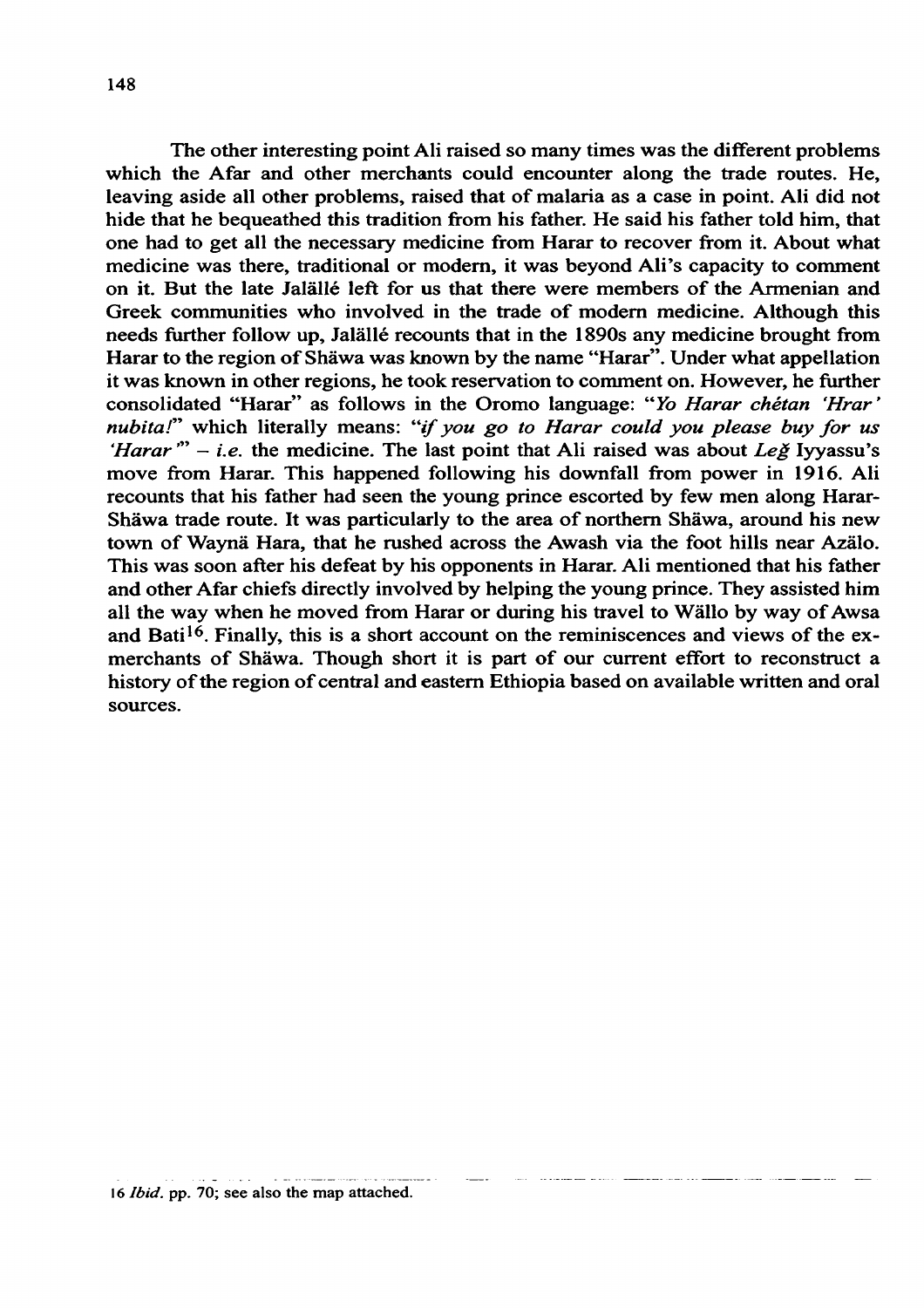The other interesting point Ali raised so many times was the different problems which the Afar and other merchants could encounter along the trade routes. He, leaving aside all other problems, raised that of malaria as a case in point. Ali did not hide that he bequeathed this tradition from his father. He said his father told him, that one had to get all the necessary medicine from Harar to recover from it. About what medicine was there, traditional or modern, it was beyond Ali's capacity to comment on it. But the late Jalällé left for us that there were members of the Armenian and Greek communities who involved in the trade of modern medicine. Although this needs further follow up, Jalällé recounts that in the 1890s any medicine brought from Harar to the region of Shäwa was known by the name "Harar". Under what appellation it was known in other regions, he took reservation to comment on. However, he further consolidated "Harar" as follows in the Oromo language: "*Yo Harar chétan 'Hrar' nubita!*" which literally means: "*if you go to Harar could you please buy for us 'Harar'*" – *i.e.* the medicine. The last point that Ali raised was about *Leğ* Iyyassu's move from Harar. This happened following his downfall from power in 1916. Ali recounts that his father had seen the young prince escorted by few men along Harar-Shäwa trade route. It was particularly to the area of northern Shäwa, around his new town of Waynä Hara, that he rushed across the Awash via the foot hills near Azälo. This was soon after his defeat by his opponents in Harar. Ali mentioned that his father and other Afar chiefs directly involved by helping the young prince. They assisted him all the way when he moved from Harar or during his travel to Wällo by way of Awsa and Bati[16]. Finally, this is a short account on the reminiscences and views of the ex-merchants of Shäwa. Though short it is part of our current effort to reconstruct a history of the region of central and eastern Ethiopia based on available written and oral sources.

---

[16] *Ibid.* pp. 70; see also the map attached.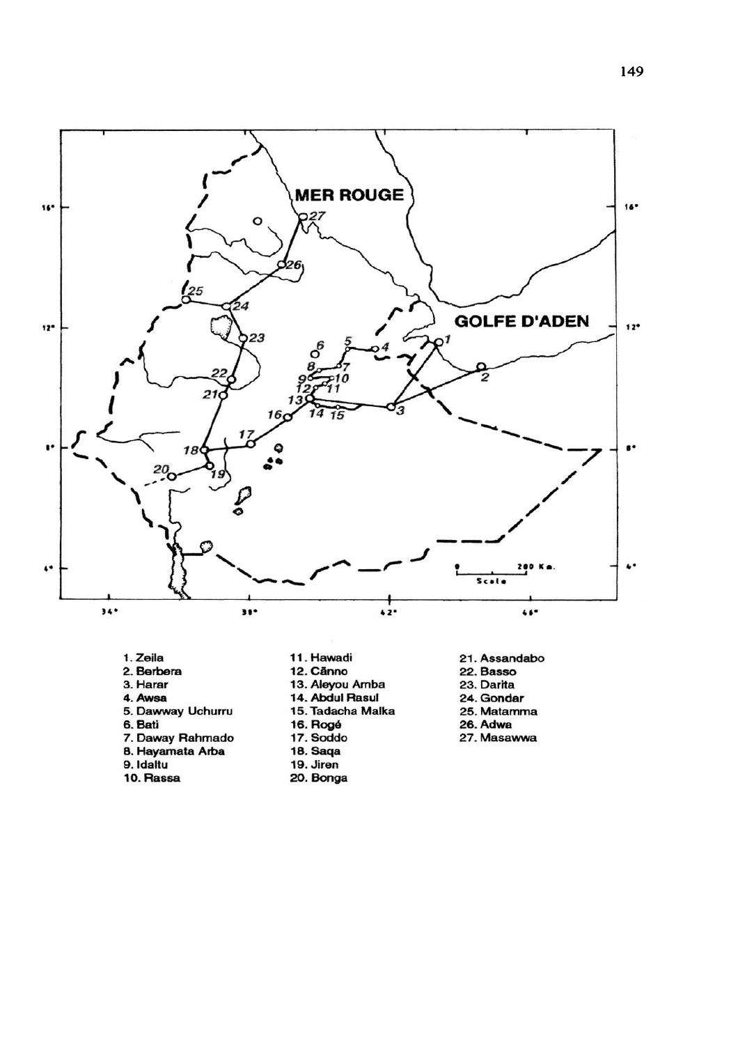MER ROUGE

GOLFE D'ADEN

16°

12°

8°

4°

34°

38°

42°

46°

0 200 Km.

Scale

1. Zeila
2. Berbera
3. Harar
4. Awsa
5. Dawway Uchurru
6. Bati
7. Daway Rahmado
8. Hayamata Arba
9. Idaltu
10. Rassa
11. Hawadi
12. Cãnno
13. Aleyou Amba
14. Abdul Rasul
15. Tadacha Malka
16. Rogé
17. Soddo
18. Saqa
19. Jiren
20. Bonga
21. Assandabo
22. Basso
23. Darita
24. Gondar
25. Matamma
26. Adwa
27. Masawwa